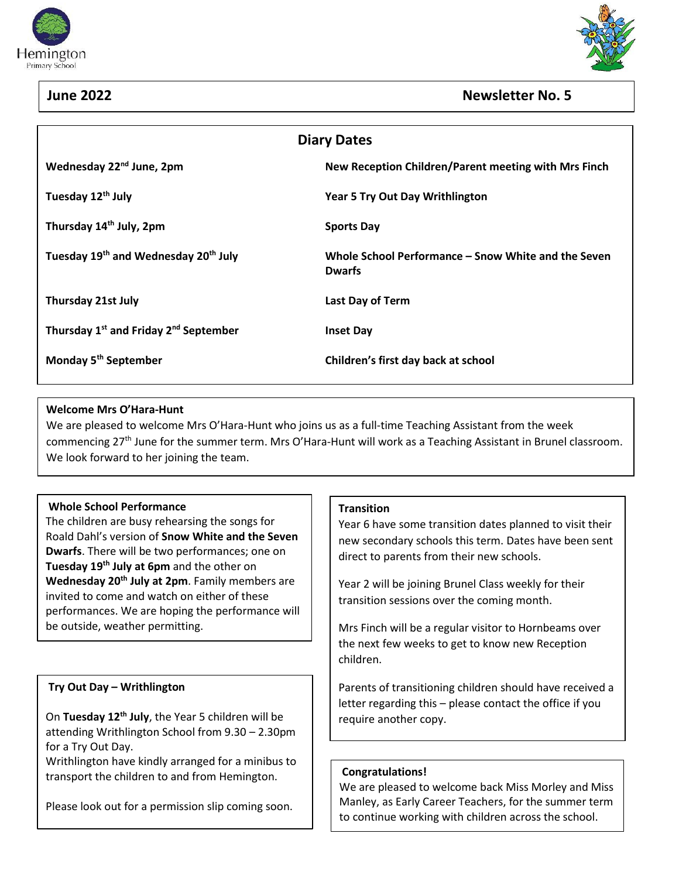Hemington
Primary School

**June 2022** **Newsletter No. 5**

## Diary Dates

| | |
|---|---|
| **Wednesday 22nd June, 2pm** | **New Reception Children/Parent meeting with Mrs Finch** |
| **Tuesday 12th July** | **Year 5 Try Out Day Writhlington** |
| **Thursday 14th July, 2pm** | **Sports Day** |
| **Tuesday 19th and Wednesday 20th July** | **Whole School Performance – Snow White and the Seven Dwarfs** |
| **Thursday 21st July** | **Last Day of Term** |
| **Thursday 1st and Friday 2nd September** | **Inset Day** |
| **Monday 5th September** | **Children's first day back at school** |

### Welcome Mrs O'Hara-Hunt

We are pleased to welcome Mrs O'Hara-Hunt who joins us as a full-time Teaching Assistant from the week commencing 27th June for the summer term. Mrs O'Hara-Hunt will work as a Teaching Assistant in Brunel classroom. We look forward to her joining the team.

### Whole School Performance

The children are busy rehearsing the songs for Roald Dahl's version of **Snow White and the Seven Dwarfs**. There will be two performances; one on **Tuesday 19th July at 6pm** and the other on **Wednesday 20th July at 2pm**. Family members are invited to come and watch on either of these performances. We are hoping the performance will be outside, weather permitting.

### Try Out Day – Writhlington

On **Tuesday 12th July**, the Year 5 children will be attending Writhlington School from 9.30 – 2.30pm for a Try Out Day.
Writhlington have kindly arranged for a minibus to transport the children to and from Hemington.

Please look out for a permission slip coming soon.

### Transition

Year 6 have some transition dates planned to visit their new secondary schools this term. Dates have been sent direct to parents from their new schools.

Year 2 will be joining Brunel Class weekly for their transition sessions over the coming month.

Mrs Finch will be a regular visitor to Hornbeams over the next few weeks to get to know new Reception children.

Parents of transitioning children should have received a letter regarding this – please contact the office if you require another copy.

### Congratulations!

We are pleased to welcome back Miss Morley and Miss Manley, as Early Career Teachers, for the summer term to continue working with children across the school.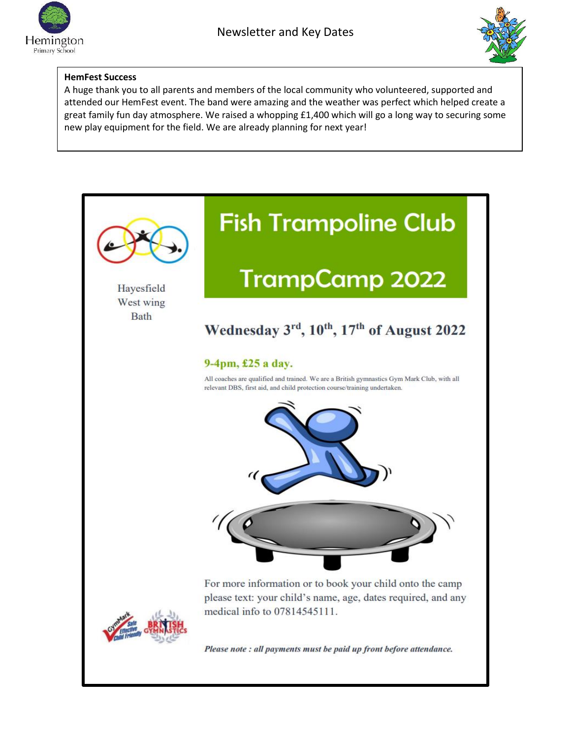Newsletter and Key Dates

**HemFest Success**

A huge thank you to all parents and members of the local community who volunteered, supported and attended our HemFest event. The band were amazing and the weather was perfect which helped create a great family fun day atmosphere. We raised a whopping £1,400 which will go a long way to securing some new play equipment for the field. We are already planning for next year!

# Fish Trampoline Club

# TrampCamp 2022

Hayesfield
West wing
Bath

## Wednesday 3rd, 10th, 17th of August 2022

**9-4pm, £25 a day.**

All coaches are qualified and trained. We are a British gymnastics Gym Mark Club, with all relevant DBS, first aid, and child protection course/training undertaken.

For more information or to book your child onto the camp please text: your child's name, age, dates required, and any medical info to 07814545111.

***Please note : all payments must be paid up front before attendance.***